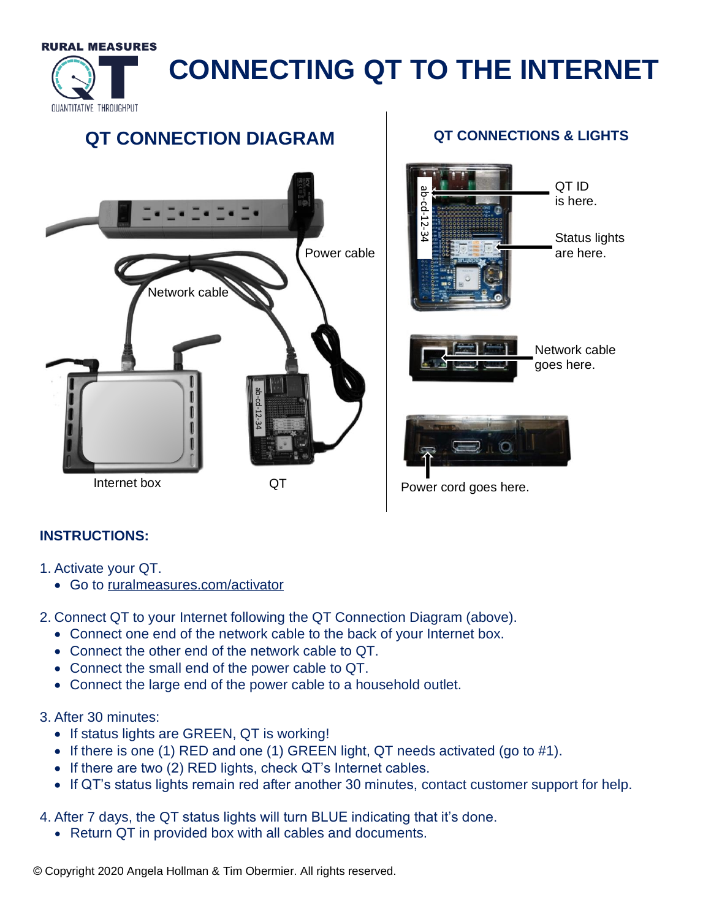RURAL MEASURES

QUANTITATIVE THROUGHPUT

# CONNECTING QT TO THE INTERNET

## QT CONNECTION DIAGRAM

Power cable

Network cable

Internet box

QT

## QT CONNECTIONS & LIGHTS

QT ID is here.

Status lights are here.

Network cable goes here.

Power cord goes here.

## INSTRUCTIONS:

1. Activate your QT.
   - Go to ruralmeasures.com/activator

2. Connect QT to your Internet following the QT Connection Diagram (above).
   - Connect one end of the network cable to the back of your Internet box.
   - Connect the other end of the network cable to QT.
   - Connect the small end of the power cable to QT.
   - Connect the large end of the power cable to a household outlet.

3. After 30 minutes:
   - If status lights are GREEN, QT is working!
   - If there is one (1) RED and one (1) GREEN light, QT needs activated (go to #1).
   - If there are two (2) RED lights, check QT's Internet cables.
   - If QT's status lights remain red after another 30 minutes, contact customer support for help.

4. After 7 days, the QT status lights will turn BLUE indicating that it's done.
   - Return QT in provided box with all cables and documents.

© Copyright 2020 Angela Hollman & Tim Obermier. All rights reserved.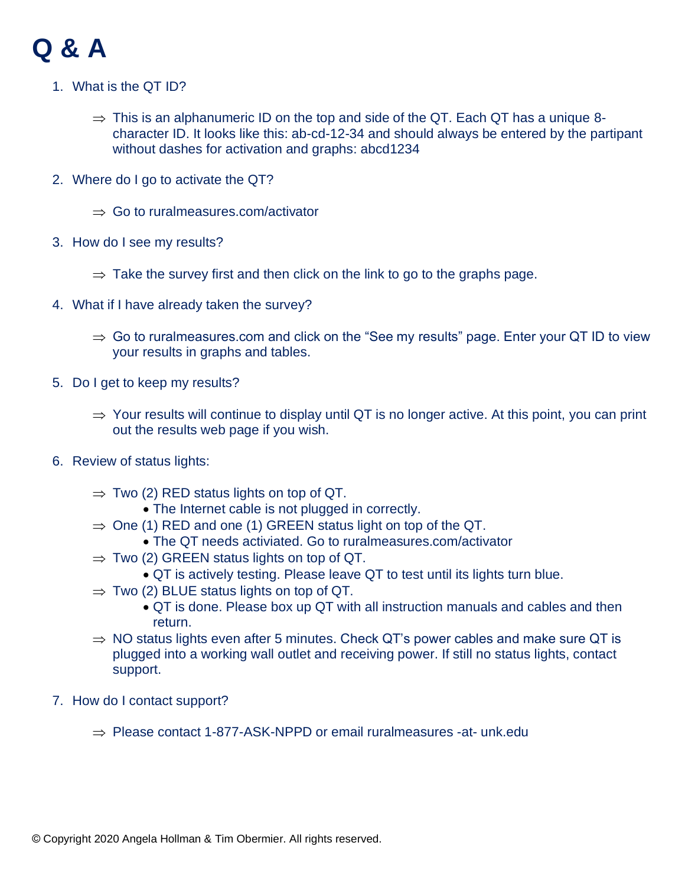# Q & A

1. What is the QT ID?

   ⇒ This is an alphanumeric ID on the top and side of the QT. Each QT has a unique 8-character ID. It looks like this: ab-cd-12-34 and should always be entered by the partipant without dashes for activation and graphs: abcd1234

2. Where do I go to activate the QT?

   ⇒ Go to ruralmeasures.com/activator

3. How do I see my results?

   ⇒ Take the survey first and then click on the link to go to the graphs page.

4. What if I have already taken the survey?

   ⇒ Go to ruralmeasures.com and click on the "See my results" page. Enter your QT ID to view your results in graphs and tables.

5. Do I get to keep my results?

   ⇒ Your results will continue to display until QT is no longer active. At this point, you can print out the results web page if you wish.

6. Review of status lights:

   ⇒ Two (2) RED status lights on top of QT.
   - The Internet cable is not plugged in correctly.

   ⇒ One (1) RED and one (1) GREEN status light on top of the QT.
   - The QT needs activiated. Go to ruralmeasures.com/activator

   ⇒ Two (2) GREEN status lights on top of QT.
   - QT is actively testing. Please leave QT to test until its lights turn blue.

   ⇒ Two (2) BLUE status lights on top of QT.
   - QT is done. Please box up QT with all instruction manuals and cables and then return.

   ⇒ NO status lights even after 5 minutes. Check QT's power cables and make sure QT is plugged into a working wall outlet and receiving power. If still no status lights, contact support.

7. How do I contact support?

   ⇒ Please contact 1-877-ASK-NPPD or email ruralmeasures -at- unk.edu

© Copyright 2020 Angela Hollman & Tim Obermier. All rights reserved.